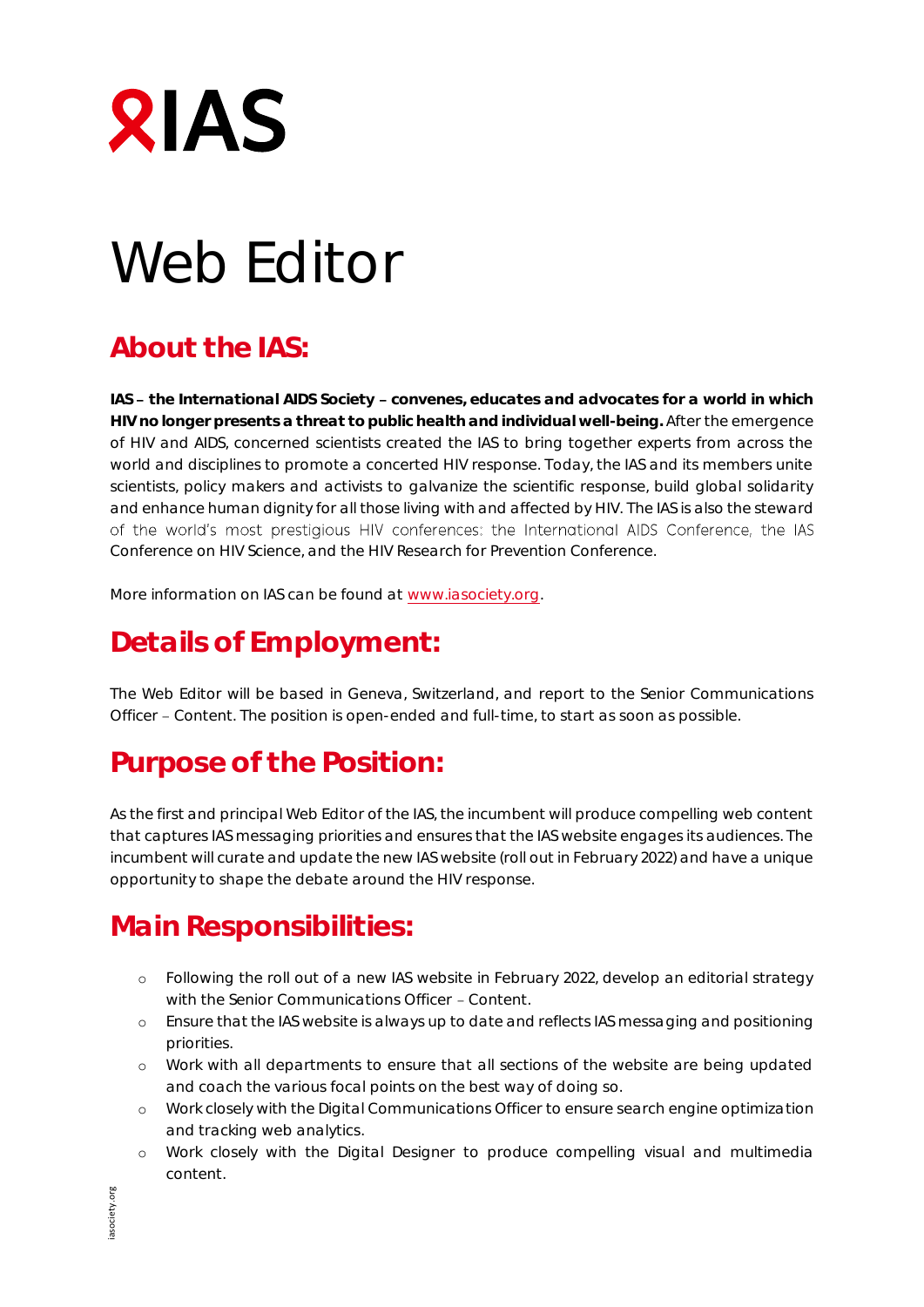# Web Editor

## About the IAS:

**IAS – the International AIDS Society – convenes, educates and advocates for a world in which HIV no longer presents a threat to public health and individual well-being.** After the emergence of HIV and AIDS, concerned scientists created the IAS to bring together experts from across the world and disciplines to promote a concerted HIV response. Today, the IAS and its members unite scientists, policy makers and activists to galvanize the scientific response, build global solidarity and enhance human dignity for all those living with and affected by HIV. The IAS is also the steward of the world's most prestigious HIV conferences: the International AIDS Conference, the IAS Conference on HIV Science, and the HIV Research for Prevention Conference.

More information on IAS can be found at www.iasociety.org.

## Details of Employment:

The Web Editor will be based in Geneva, Switzerland, and report to the Senior Communications Officer – Content. The position is open-ended and full-time, to start as soon as possible.

## Purpose of the Position:

As the first and principal Web Editor of the IAS, the incumbent will produce compelling web content that captures IAS messaging priorities and ensures that the IAS website engages its audiences. The incumbent will curate and update the new IAS website (roll out in February 2022) and have a unique opportunity to shape the debate around the HIV response.

## Main Responsibilities:

- Following the roll out of a new IAS website in February 2022, develop an editorial strategy with the Senior Communications Officer – Content.
- Ensure that the IAS website is always up to date and reflects IAS messaging and positioning priorities.
- Work with all departments to ensure that all sections of the website are being updated and coach the various focal points on the best way of doing so.
- Work closely with the Digital Communications Officer to ensure search engine optimization and tracking web analytics.
- Work closely with the Digital Designer to produce compelling visual and multimedia content.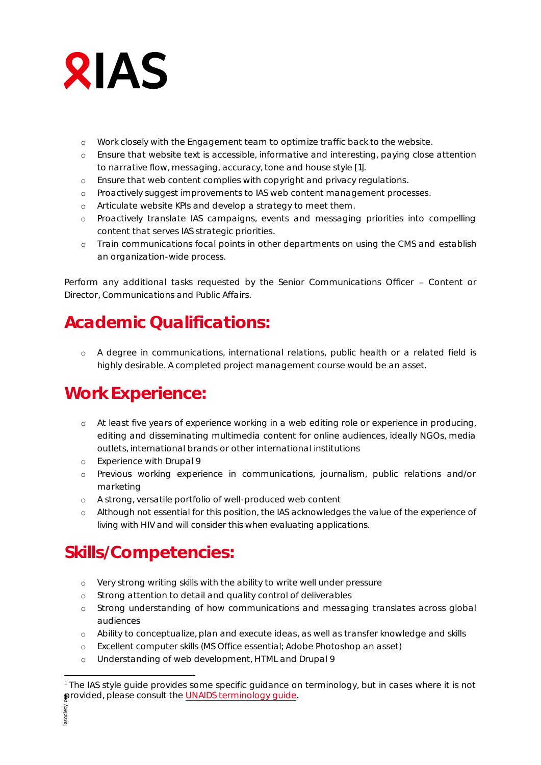- Work closely with the Engagement team to optimize traffic back to the website.
- Ensure that website text is accessible, informative and interesting, paying close attention to narrative flow, messaging, accuracy, tone and house style [1].
- Ensure that web content complies with copyright and privacy regulations.
- Proactively suggest improvements to IAS web content management processes.
- Articulate website KPIs and develop a strategy to meet them.
- Proactively translate IAS campaigns, events and messaging priorities into compelling content that serves IAS strategic priorities.
- Train communications focal points in other departments on using the CMS and establish an organization-wide process.

Perform any additional tasks requested by the Senior Communications Officer – Content or Director, Communications and Public Affairs.

## Academic Qualifications:

- A degree in communications, international relations, public health or a related field is highly desirable. A completed project management course would be an asset.

## Work Experience:

- At least five years of experience working in a web editing role or experience in producing, editing and disseminating multimedia content for online audiences, ideally NGOs, media outlets, international brands or other international institutions
- Experience with Drupal 9
- Previous working experience in communications, journalism, public relations and/or marketing
- A strong, versatile portfolio of well-produced web content
- Although not essential for this position, the IAS acknowledges the value of the experience of living with HIV and will consider this when evaluating applications.

## Skills/Competencies:

- Very strong writing skills with the ability to write well under pressure
- Strong attention to detail and quality control of deliverables
- Strong understanding of how communications and messaging translates across global audiences
- Ability to conceptualize, plan and execute ideas, as well as transfer knowledge and skills
- Excellent computer skills (MS Office essential; Adobe Photoshop an asset)
- Understanding of web development, HTML and Drupal 9

[1] The IAS style guide provides some specific guidance on terminology, but in cases where it is not provided, please consult the UNAIDS terminology guide.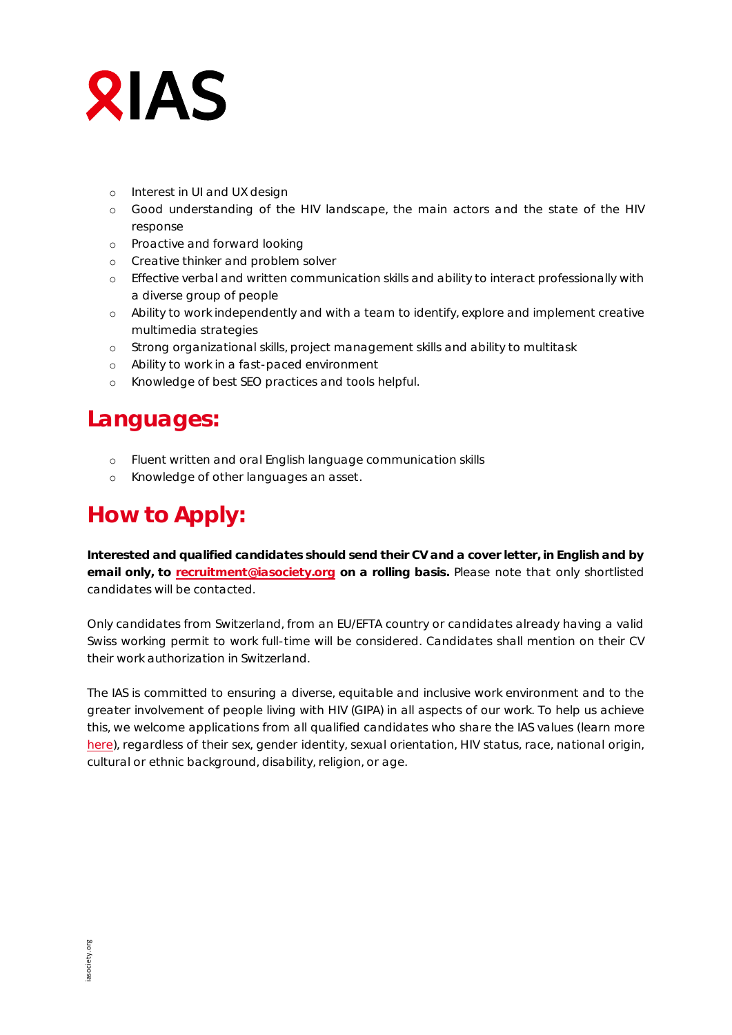- Interest in UI and UX design
- Good understanding of the HIV landscape, the main actors and the state of the HIV response
- Proactive and forward looking
- Creative thinker and problem solver
- Effective verbal and written communication skills and ability to interact professionally with a diverse group of people
- Ability to work independently and with a team to identify, explore and implement creative multimedia strategies
- Strong organizational skills, project management skills and ability to multitask
- Ability to work in a fast-paced environment
- Knowledge of best SEO practices and tools helpful.

## Languages:

- Fluent written and oral English language communication skills
- Knowledge of other languages an asset.

## How to Apply:

**Interested and qualified candidates should send their CV and a cover letter, in English and by email only, to [recruitment@iasociety.org](mailto:recruitment@iasociety.org) on a rolling basis.** Please note that only shortlisted candidates will be contacted.

Only candidates from Switzerland, from an EU/EFTA country or candidates already having a valid Swiss working permit to work full-time will be considered. Candidates shall mention on their CV their work authorization in Switzerland.

The IAS is committed to ensuring a diverse, equitable and inclusive work environment and to the greater involvement of people living with HIV (GIPA) in all aspects of our work. To help us achieve this, we welcome applications from all qualified candidates who share the IAS values (learn more here), regardless of their sex, gender identity, sexual orientation, HIV status, race, national origin, cultural or ethnic background, disability, religion, or age.